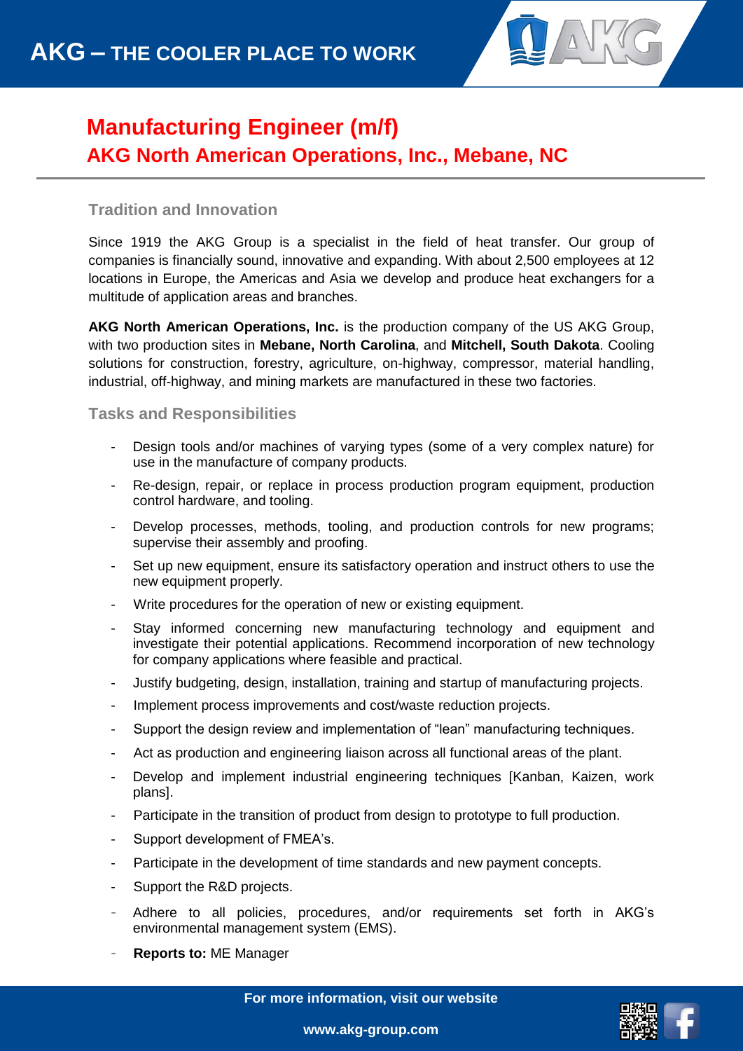# AKG – THE COOLER PLACE TO WORK

## Manufacturing Engineer (m/f)
## AKG North American Operations, Inc., Mebane, NC

### Tradition and Innovation

Since 1919 the AKG Group is a specialist in the field of heat transfer. Our group of companies is financially sound, innovative and expanding. With about 2,500 employees at 12 locations in Europe, the Americas and Asia we develop and produce heat exchangers for a multitude of application areas and branches.

**AKG North American Operations, Inc.** is the production company of the US AKG Group, with two production sites in **Mebane, North Carolina**, and **Mitchell, South Dakota**. Cooling solutions for construction, forestry, agriculture, on-highway, compressor, material handling, industrial, off-highway, and mining markets are manufactured in these two factories.

### Tasks and Responsibilities

- Design tools and/or machines of varying types (some of a very complex nature) for use in the manufacture of company products.
- Re-design, repair, or replace in process production program equipment, production control hardware, and tooling.
- Develop processes, methods, tooling, and production controls for new programs; supervise their assembly and proofing.
- Set up new equipment, ensure its satisfactory operation and instruct others to use the new equipment properly.
- Write procedures for the operation of new or existing equipment.
- Stay informed concerning new manufacturing technology and equipment and investigate their potential applications. Recommend incorporation of new technology for company applications where feasible and practical.
- Justify budgeting, design, installation, training and startup of manufacturing projects.
- Implement process improvements and cost/waste reduction projects.
- Support the design review and implementation of "lean" manufacturing techniques.
- Act as production and engineering liaison across all functional areas of the plant.
- Develop and implement industrial engineering techniques [Kanban, Kaizen, work plans].
- Participate in the transition of product from design to prototype to full production.
- Support development of FMEA's.
- Participate in the development of time standards and new payment concepts.
- Support the R&D projects.
- Adhere to all policies, procedures, and/or requirements set forth in AKG's environmental management system (EMS).
- **Reports to:** ME Manager

For more information, visit our website

www.akg-group.com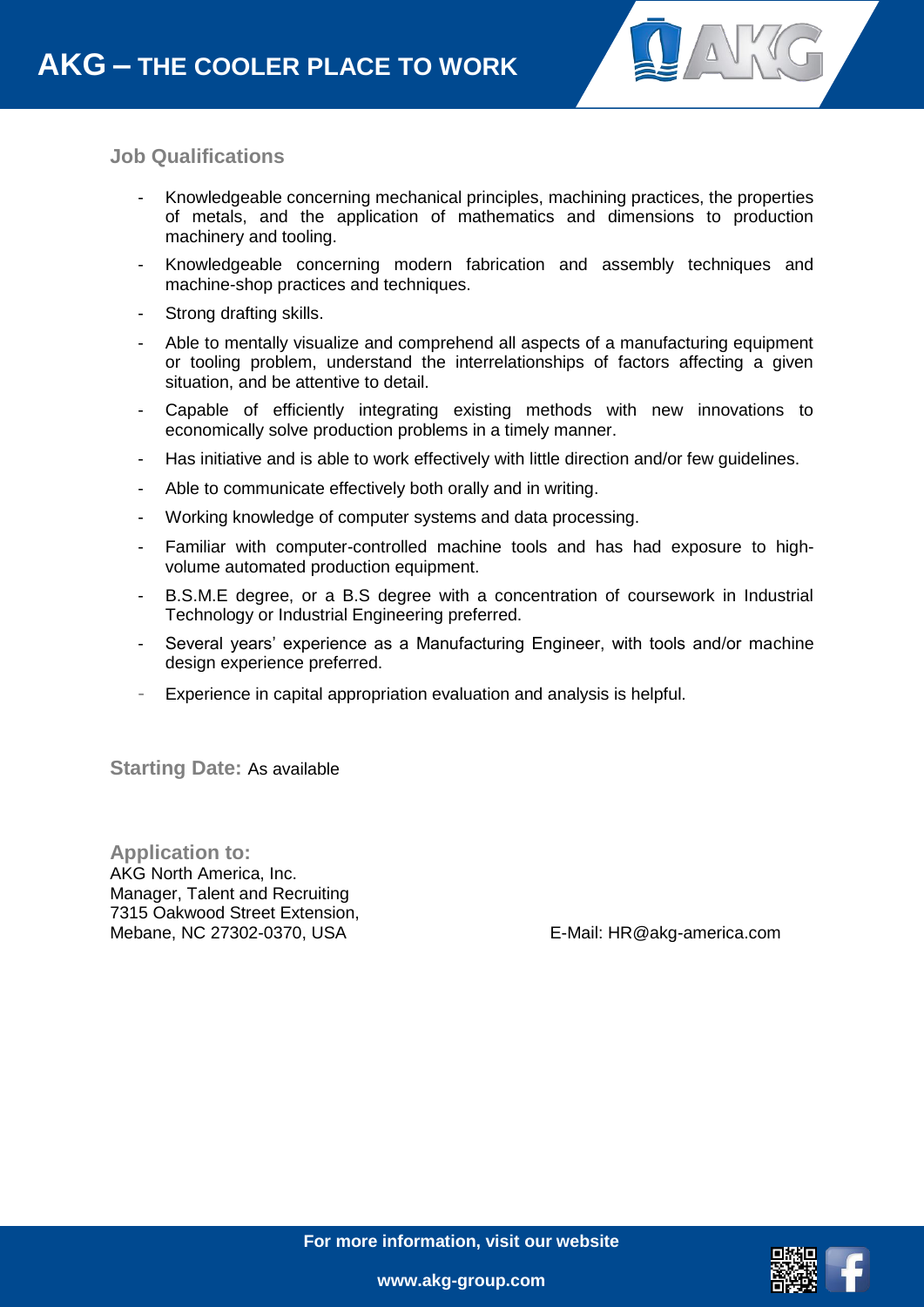## Job Qualifications

- Knowledgeable concerning mechanical principles, machining practices, the properties of metals, and the application of mathematics and dimensions to production machinery and tooling.
- Knowledgeable concerning modern fabrication and assembly techniques and machine-shop practices and techniques.
- Strong drafting skills.
- Able to mentally visualize and comprehend all aspects of a manufacturing equipment or tooling problem, understand the interrelationships of factors affecting a given situation, and be attentive to detail.
- Capable of efficiently integrating existing methods with new innovations to economically solve production problems in a timely manner.
- Has initiative and is able to work effectively with little direction and/or few guidelines.
- Able to communicate effectively both orally and in writing.
- Working knowledge of computer systems and data processing.
- Familiar with computer-controlled machine tools and has had exposure to high-volume automated production equipment.
- B.S.M.E degree, or a B.S degree with a concentration of coursework in Industrial Technology or Industrial Engineering preferred.
- Several years' experience as a Manufacturing Engineer, with tools and/or machine design experience preferred.
- Experience in capital appropriation evaluation and analysis is helpful.

**Starting Date:** As available

**Application to:**
AKG North America, Inc.
Manager, Talent and Recruiting
7315 Oakwood Street Extension,
Mebane, NC 27302-0370, USA

E-Mail: HR@akg-america.com

**For more information, visit our website**

**www.akg-group.com**